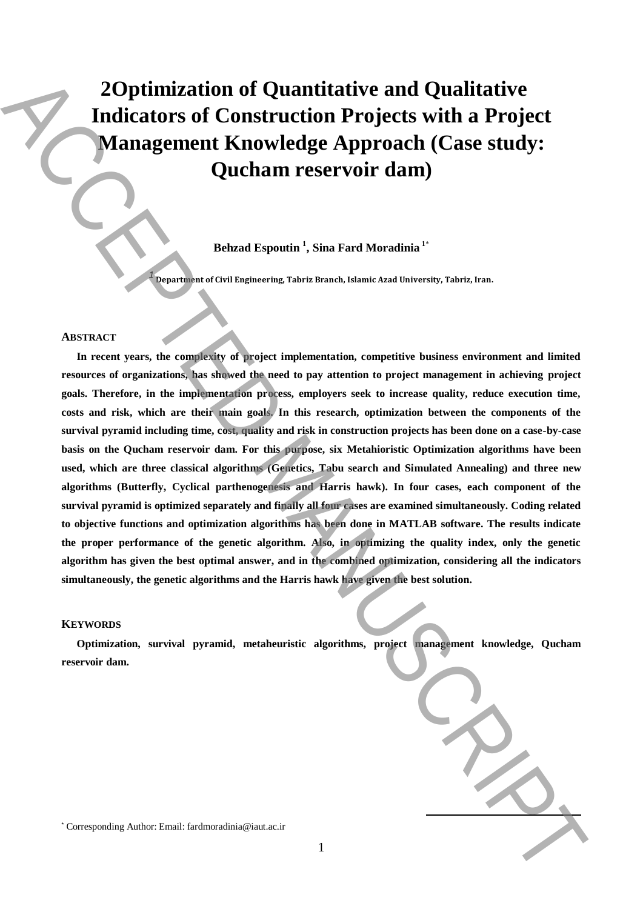# 2Optimization of Quantitative and Qualitative Indicators of Construction Projects with a Project Management Knowledge Approach (Case study: Qucham reservoir dam)

**Behzad Espoutin [1], Sina Fard Moradinia [1*]**

[1] Department of Civil Engineering, Tabriz Branch, Islamic Azad University, Tabriz, Iran.

## Abstract

**In recent years, the complexity of project implementation, competitive business environment and limited resources of organizations, has showed the need to pay attention to project management in achieving project goals. Therefore, in the implementation process, employers seek to increase quality, reduce execution time, costs and risk, which are their main goals. In this research, optimization between the components of the survival pyramid including time, cost, quality and risk in construction projects has been done on a case-by-case basis on the Qucham reservoir dam. For this purpose, six Metahioristic Optimization algorithms have been used, which are three classical algorithms (Genetics, Tabu search and Simulated Annealing) and three new algorithms (Butterfly, Cyclical parthenogenesis and Harris hawk). In four cases, each component of the survival pyramid is optimized separately and finally all four cases are examined simultaneously. Coding related to objective functions and optimization algorithms has been done in MATLAB software. The results indicate the proper performance of the genetic algorithm. Also, in optimizing the quality index, only the genetic algorithm has given the best optimal answer, and in the combined optimization, considering all the indicators simultaneously, the genetic algorithms and the Harris hawk have given the best solution.**

## Keywords

**Optimization, survival pyramid, metaheuristic algorithms, project management knowledge, Qucham reservoir dam.**

[*] Corresponding Author: Email: fardmoradinia@iaut.ac.ir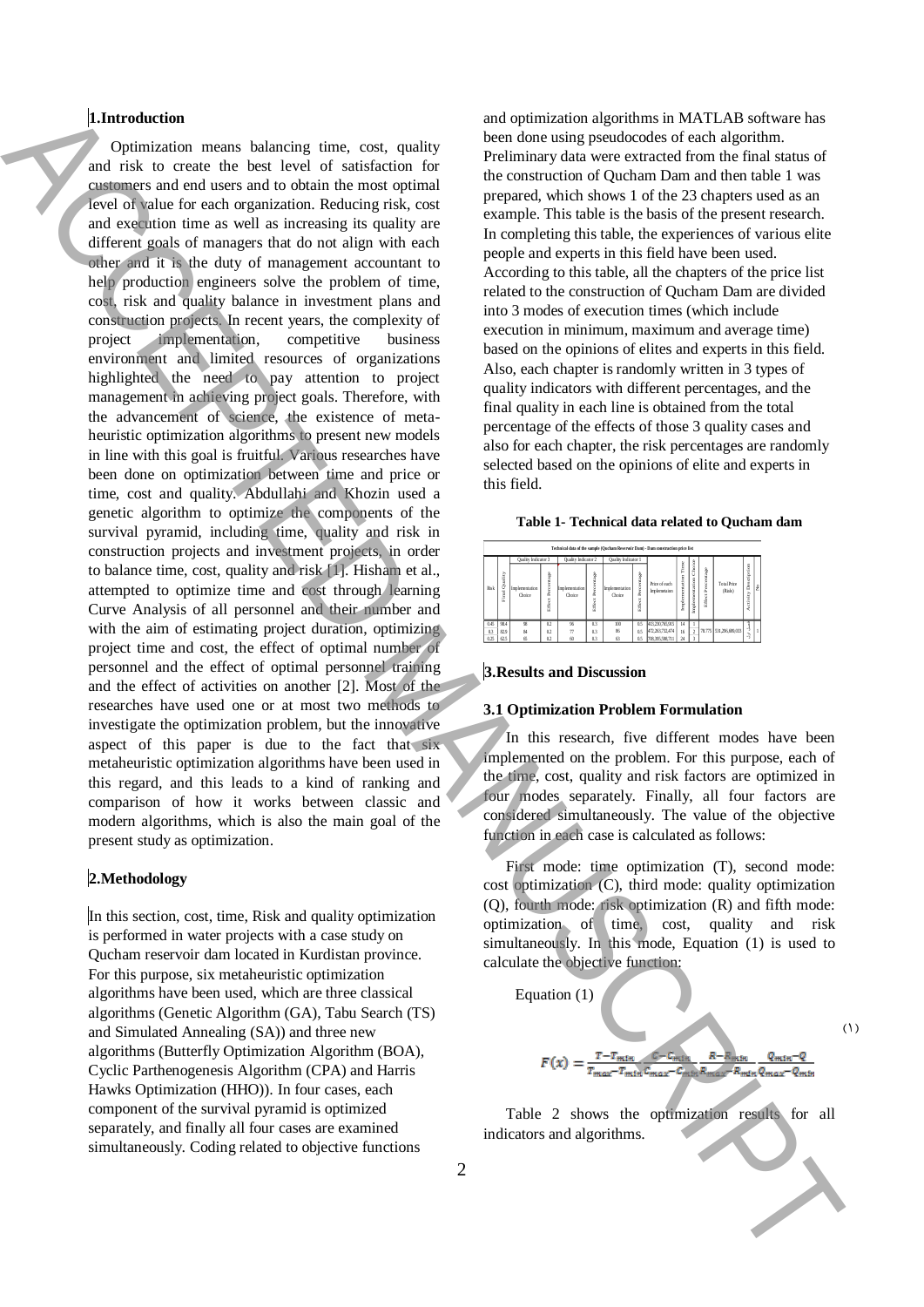## 1.Introduction

Optimization means balancing time, cost, quality and risk to create the best level of satisfaction for customers and end users and to obtain the most optimal level of value for each organization. Reducing risk, cost and execution time as well as increasing its quality are different goals of managers that do not align with each other and it is the duty of management accountant to help production engineers solve the problem of time, cost, risk and quality balance in investment plans and construction projects. In recent years, the complexity of project implementation, competitive business environment and limited resources of organizations highlighted the need to pay attention to project management in achieving project goals. Therefore, with the advancement of science, the existence of meta-heuristic optimization algorithms to present new models in line with this goal is fruitful. Various researches have been done on optimization between time and price or time, cost and quality. Abdullahi and Khozin used a genetic algorithm to optimize the components of the survival pyramid, including time, quality and risk in construction projects and investment projects, in order to balance time, cost, quality and risk [1]. Hisham et al., attempted to optimize time and cost through learning Curve Analysis of all personnel and their number and with the aim of estimating project duration, optimizing project time and cost, the effect of optimal number of personnel and the effect of optimal personnel training and the effect of activities on another [2]. Most of the researches have used one or at most two methods to investigate the optimization problem, but the innovative aspect of this paper is due to the fact that six metaheuristic optimization algorithms have been used in this regard, and this leads to a kind of ranking and comparison of how it works between classic and modern algorithms, which is also the main goal of the present study as optimization.

## 2.Methodology

In this section, cost, time, Risk and quality optimization is performed in water projects with a case study on Qucham reservoir dam located in Kurdistan province. For this purpose, six metaheuristic optimization algorithms have been used, which are three classical algorithms (Genetic Algorithm (GA), Tabu Search (TS) and Simulated Annealing (SA)) and three new algorithms (Butterfly Optimization Algorithm (BOA), Cyclic Parthenogenesis Algorithm (CPA) and Harris Hawks Optimization (HHO)). In four cases, each component of the survival pyramid is optimized separately, and finally all four cases are examined simultaneously. Coding related to objective functions and optimization algorithms in MATLAB software has been done using pseudocodes of each algorithm. Preliminary data were extracted from the final status of the construction of Qucham Dam and then table 1 was prepared, which shows 1 of the 23 chapters used as an example. This table is the basis of the present research. In completing this table, the experiences of various elite people and experts in this field have been used. According to this table, all the chapters of the price list related to the construction of Qucham Dam are divided into 3 modes of execution times (which include execution in minimum, maximum and average time) based on the opinions of elites and experts in this field. Also, each chapter is randomly written in 3 types of quality indicators with different percentages, and the final quality in each line is obtained from the total percentage of the effects of those 3 quality cases and also for each chapter, the risk percentages are randomly selected based on the opinions of elite and experts in this field.

**Table 1- Technical data related to Qucham dam**

Technical data of the sample (Qucham Reservoir Dam) - Dam construction price list

| Risk | Final Quality | Quality Indicator 3: Implementation Choice | Effect Percentage | Quality Indicator 2: Implementation Choice | Effect Percentage | Quality Indicator 1: Implementation Choice | Effect Percentage | Price of each Implementation | Implementation Time | Implementation Choice | Effect Percentage | Total Price (Rials) | Activity Description | No. |
|---|---|---|---|---|---|---|---|---|---|---|---|---|---|---|
| 0.45 | 98.4 | 98 | 0.2 | 96 | 0.3 | 100 | 0.5 | 443,230,765,915 | 14 | 1 | | | | |
| 0.3 | 82.9 | 84 | 0.2 | 77 | 0.3 | 86 | 0.5 | 472,263,732,474 | 16 | 2 | 78.775 | 531,296,699,033 | | 1 |
| 0.25 | 62.5 | 65 | 0.2 | 60 | 0.3 | 63 | 0.5 | 700,395,598,731 | 24 | 3 | | | | |

## 3.Results and Discussion

### 3.1 Optimization Problem Formulation

In this research, five different modes have been implemented on the problem. For this purpose, each of the time, cost, quality and risk factors are optimized in four modes separately. Finally, all four factors are considered simultaneously. The value of the objective function in each case is calculated as follows:

First mode: time optimization (T), second mode: cost optimization (C), third mode: quality optimization (Q), fourth mode: risk optimization (R) and fifth mode: optimization of time, cost, quality and risk simultaneously. In this mode, Equation (1) is used to calculate the objective function:

Equation (1)

$$F(x) = \frac{T-T_{min}}{T_{max}-T_{min}} \frac{C-C_{min}}{C_{max}-C_{min}} \frac{R-R_{min}}{R_{max}-R_{min}} \frac{Q_{min}-Q}{Q_{max}-Q_{min}} \quad (1)$$

Table 2 shows the optimization results for all indicators and algorithms.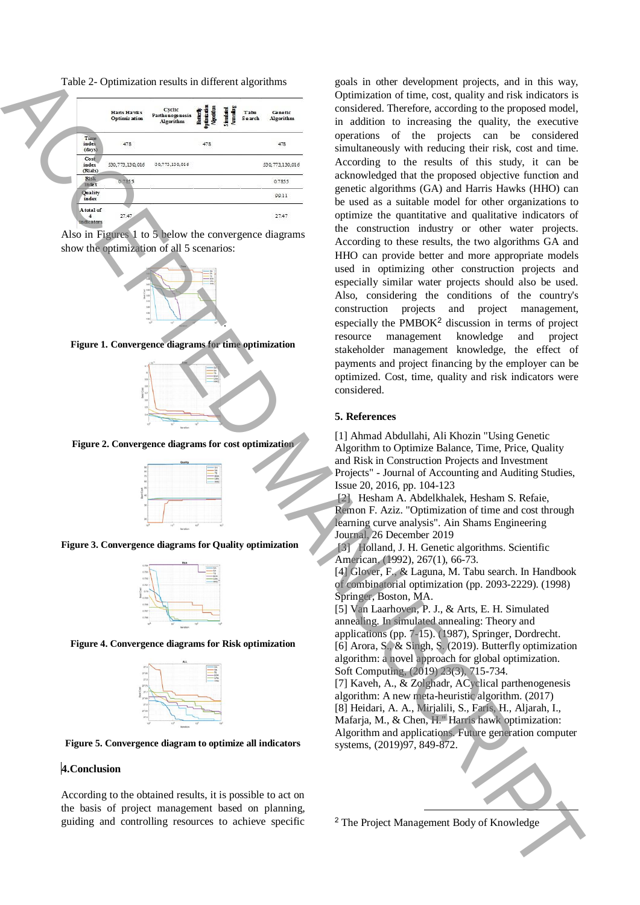Table 2- Optimization results in different algorithms

| | Haris Hawks Optimization | Cyclic Parthenogenesis Algorithm | Butterfly Optimization Algorithm | Simulated Annealing | Tabu Search | Genetic Algorithm |
|---|---|---|---|---|---|---|
| Time index (days) | 478 | | 478 | | | 478 |
| Cost index (Rials) | 530,773,130,016 | 530,773,130,016 | | | | 530,773,130,016 |
| Risk index | 0.7855 | | | | | 0.7855 |
| Quality index | | | | | | 99.11 |
| A total of 4 indicators | 27.47 | | | | | 27.47 |

Also in Figures 1 to 5 below the convergence diagrams show the optimization of all 5 scenarios:

**Figure 1. Convergence diagrams for time optimization**

**Figure 2. Convergence diagrams for cost optimization**

**Figure 3. Convergence diagrams for Quality optimization**

**Figure 4. Convergence diagrams for Risk optimization**

**Figure 5. Convergence diagram to optimize all indicators**

## 4.Conclusion

According to the obtained results, it is possible to act on the basis of project management based on planning, guiding and controlling resources to achieve specific goals in other development projects, and in this way, Optimization of time, cost, quality and risk indicators is considered. Therefore, according to the proposed model, in addition to increasing the quality, the executive operations of the projects can be considered simultaneously with reducing their risk, cost and time. According to the results of this study, it can be acknowledged that the proposed objective function and genetic algorithms (GA) and Harris Hawks (HHO) can be used as a suitable model for other organizations to optimize the quantitative and qualitative indicators of the construction industry or other water projects. According to these results, the two algorithms GA and HHO can provide better and more appropriate models used in optimizing other construction projects and especially similar water projects should also be used. Also, considering the conditions of the country's construction projects and project management, especially the PMBOK[2] discussion in terms of project resource management knowledge and project stakeholder management knowledge, the effect of payments and project financing by the employer can be optimized. Cost, time, quality and risk indicators were considered.

## 5. References

[1] Ahmad Abdullahi, Ali Khozin "Using Genetic Algorithm to Optimize Balance, Time, Price, Quality and Risk in Construction Projects and Investment Projects" - Journal of Accounting and Auditing Studies, Issue 20, 2016, pp. 104-123

[2] Hesham A. Abdelkhalek, Hesham S. Refaie, Remon F. Aziz. "Optimization of time and cost through learning curve analysis". Ain Shams Engineering Journal, 26 December 2019

[3] Holland, J. H. Genetic algorithms. Scientific American, (1992), 267(1), 66-73.

[4] Glover, F., & Laguna, M. Tabu search. In Handbook of combinatorial optimization (pp. 2093-2229). (1998) Springer, Boston, MA.

[5] Van Laarhoven, P. J., & Arts, E. H. Simulated annealing. In simulated annealing: Theory and applications (pp. 7-15). (1987), Springer, Dordrecht.

[6] Arora, S., & Singh, S. (2019). Butterfly optimization algorithm: a novel approach for global optimization. Soft Computing, (2019) 23(3), 715-734.

[7] Kaveh, A., & Zolghadr, ACyclical parthenogenesis algorithm: A new meta-heuristic algorithm. (2017)

[8] Heidari, A. A., Mirjalili, S., Faris, H., Aljarah, I., Mafarja, M., & Chen, H." Harris hawk optimization: Algorithm and applications. Future generation computer systems, (2019)97, 849-872.

[2] The Project Management Body of Knowledge